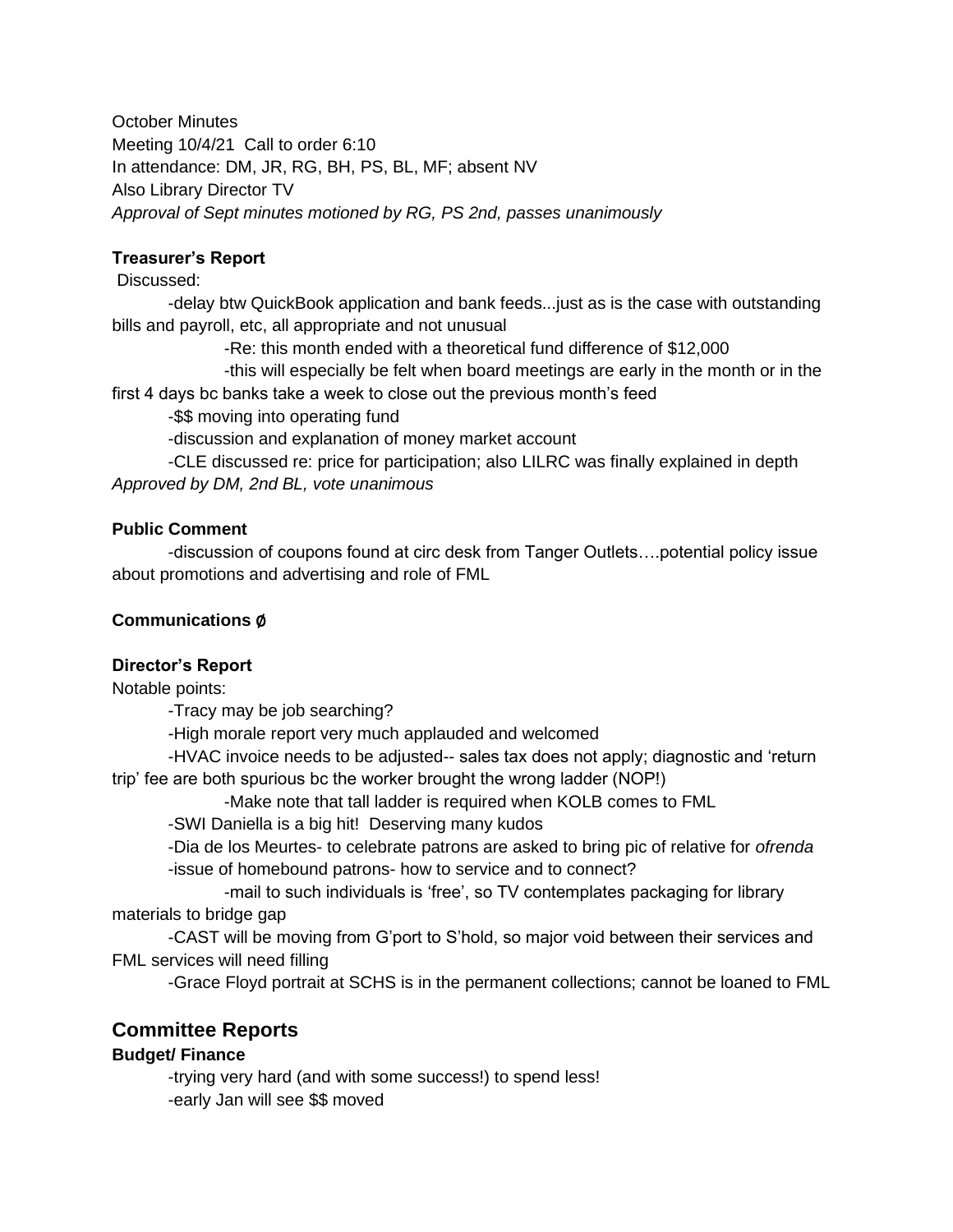October Minutes
Meeting 10/4/21 Call to order 6:10
In attendance: DM, JR, RG, BH, PS, BL, MF; absent NV
Also Library Director TV
*Approval of Sept minutes motioned by RG, PS 2nd, passes unanimously*

**Treasurer's Report**

Discussed:

- -delay btw QuickBook application and bank feeds...just as is the case with outstanding bills and payroll, etc, all appropriate and not unusual
  - -Re: this month ended with a theoretical fund difference of $12,000
  - -this will especially be felt when board meetings are early in the month or in the first 4 days bc banks take a week to close out the previous month's feed
- -$$ moving into operating fund
- -discussion and explanation of money market account
- -CLE discussed re: price for participation; also LILRC was finally explained in depth

*Approved by DM, 2nd BL, vote unanimous*

**Public Comment**

- -discussion of coupons found at circ desk from Tanger Outlets….potential policy issue about promotions and advertising and role of FML

**Communications ∅**

**Director's Report**

Notable points:

- -Tracy may be job searching?
- -High morale report very much applauded and welcomed
- -HVAC invoice needs to be adjusted-- sales tax does not apply; diagnostic and 'return trip' fee are both spurious bc the worker brought the wrong ladder (NOP!)
  - -Make note that tall ladder is required when KOLB comes to FML
- -SWI Daniella is a big hit! Deserving many kudos
- -Dia de los Meurtes- to celebrate patrons are asked to bring pic of relative for *ofrenda*
- -issue of homebound patrons- how to service and to connect?
  - -mail to such individuals is 'free', so TV contemplates packaging for library materials to bridge gap
- -CAST will be moving from G'port to S'hold, so major void between their services and FML services will need filling
- -Grace Floyd portrait at SCHS is in the permanent collections; cannot be loaned to FML

## Committee Reports

**Budget/ Finance**

- -trying very hard (and with some success!) to spend less!
- -early Jan will see $$ moved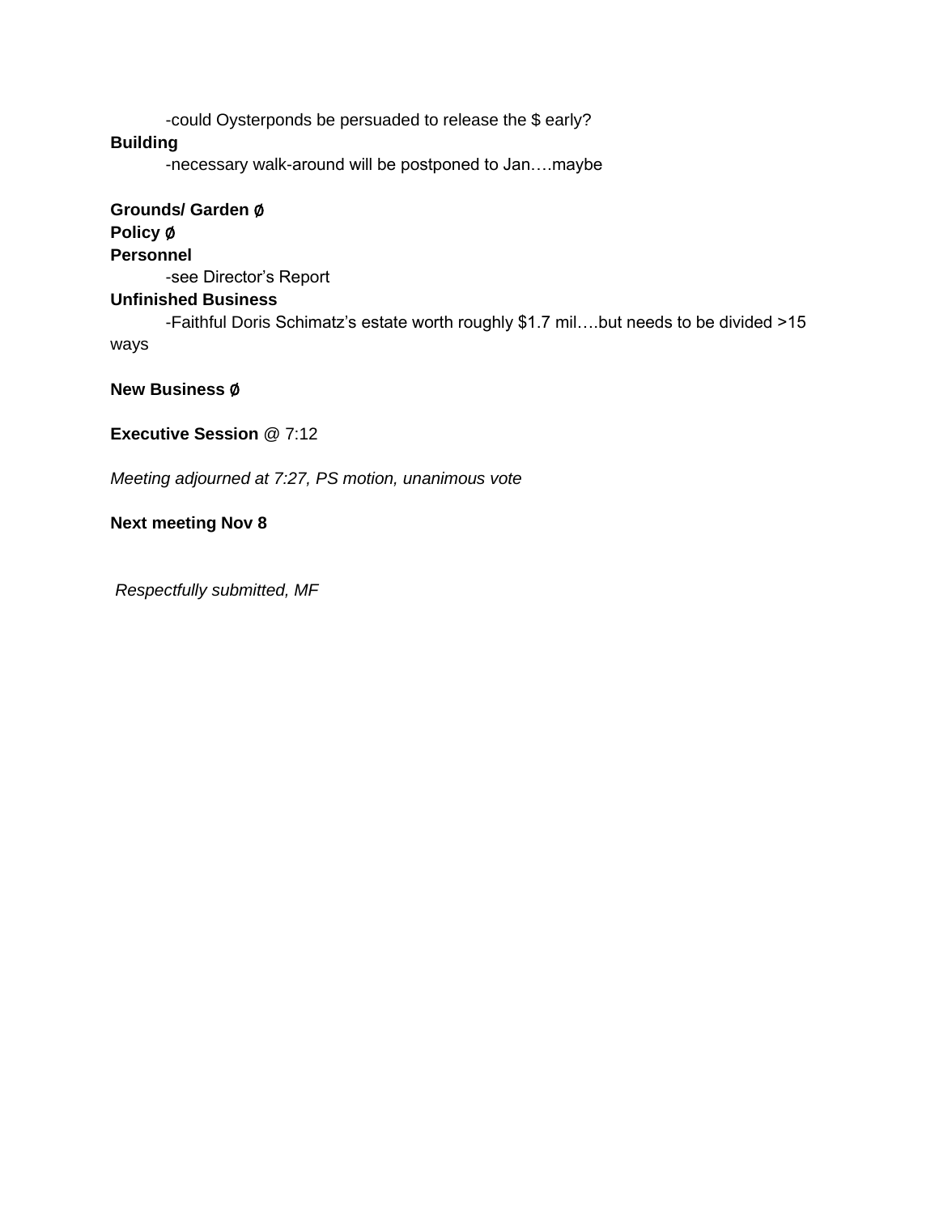-could Oysterponds be persuaded to release the $ early?

**Building**

-necessary walk-around will be postponed to Jan….maybe

**Grounds/ Garden ∅**

**Policy ∅**

**Personnel**

-see Director's Report

**Unfinished Business**

-Faithful Doris Schimatz's estate worth roughly $1.7 mil….but needs to be divided >15 ways

**New Business ∅**

**Executive Session** @ 7:12

*Meeting adjourned at 7:27, PS motion, unanimous vote*

**Next meeting Nov 8**

*Respectfully submitted, MF*